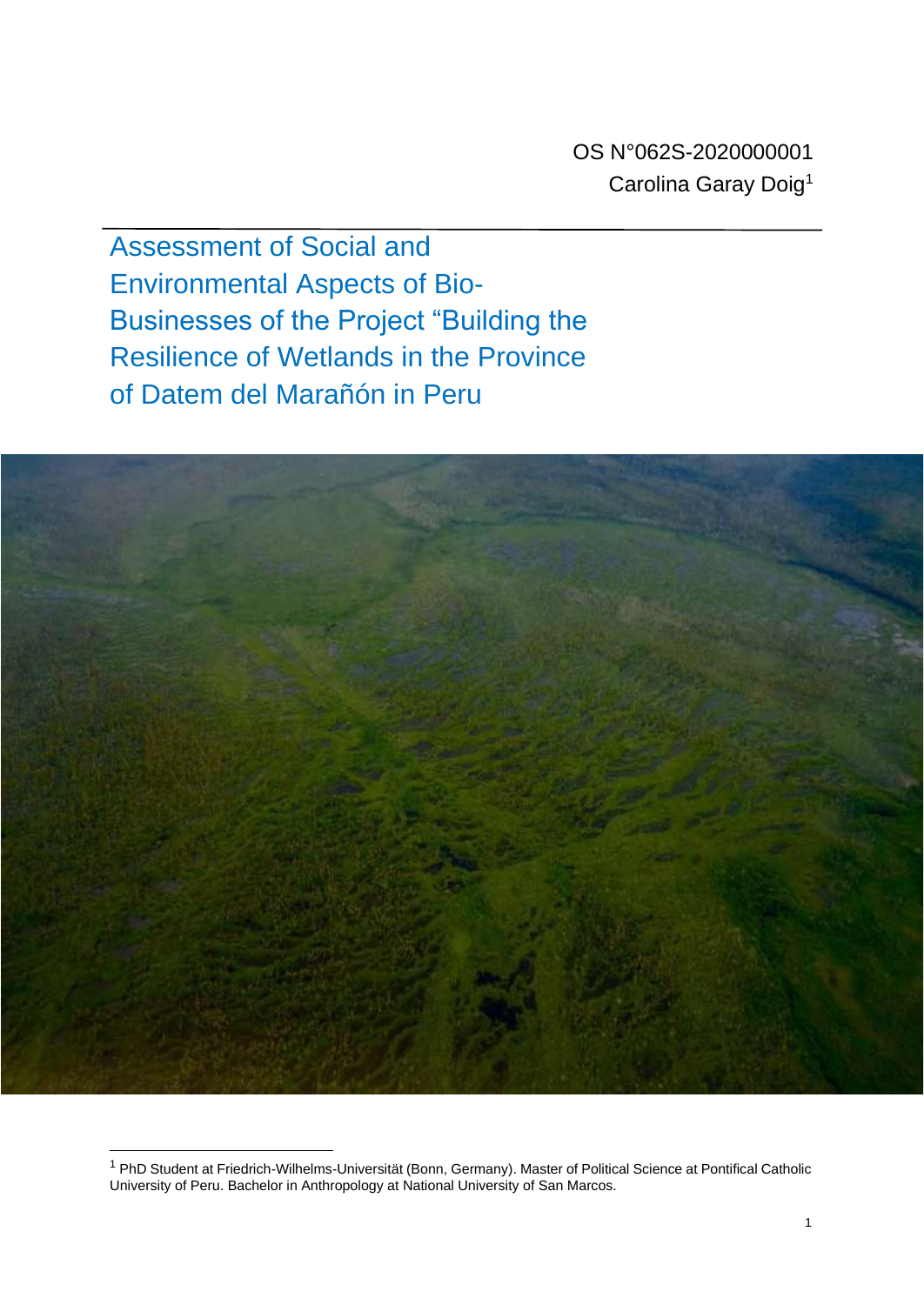OS N°062S-2020000001

Carolina Garay Doig[1]

# Assessment of Social and Environmental Aspects of Bio-Businesses of the Project “Building the Resilience of Wetlands in the Province of Datem del Marañón in Peru

[1] PhD Student at Friedrich-Wilhelms-Universität (Bonn, Germany). Master of Political Science at Pontifical Catholic University of Peru. Bachelor in Anthropology at National University of San Marcos.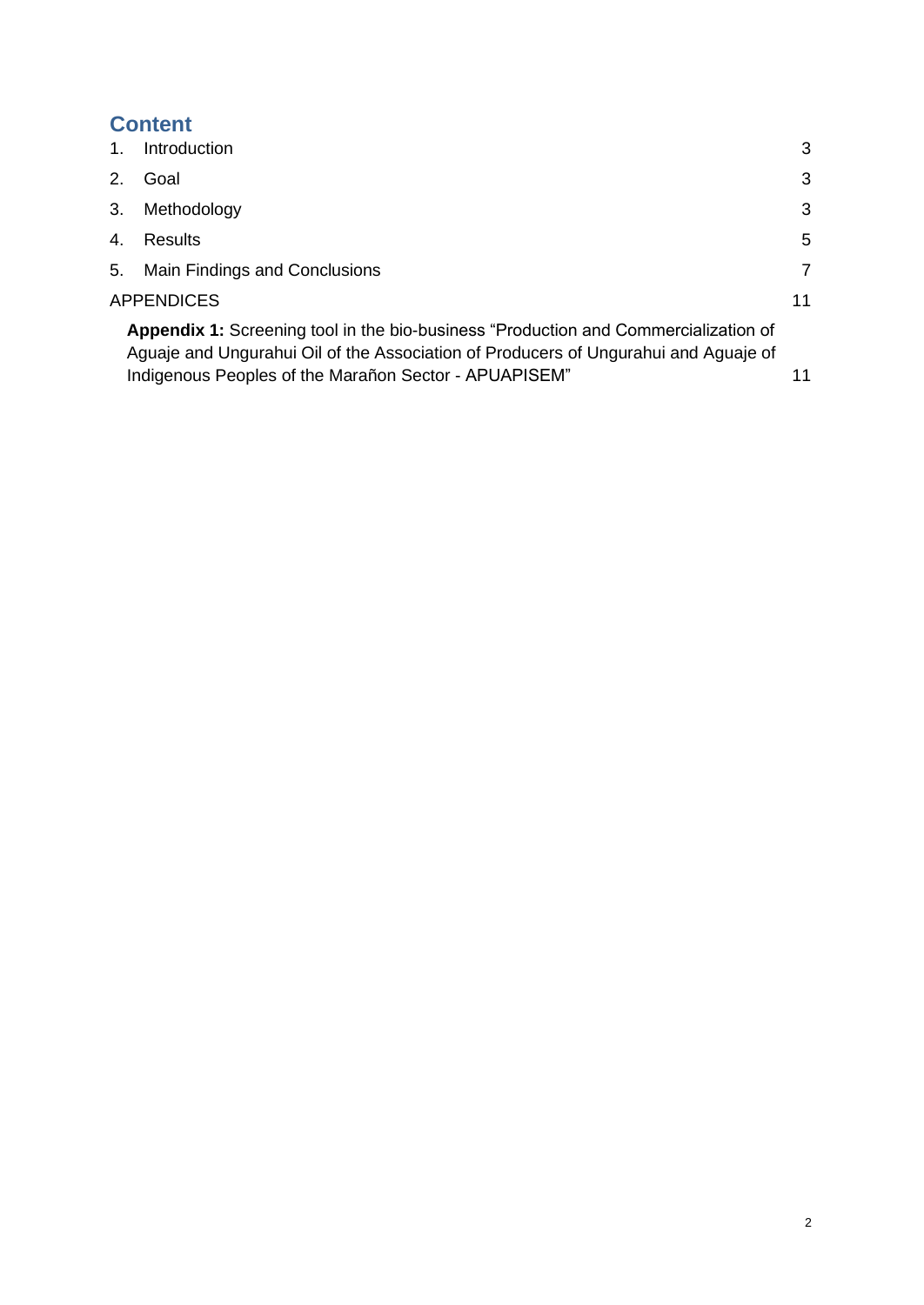## Content

1. Introduction 3
2. Goal 3
3. Methodology 3
4. Results 5
5. Main Findings and Conclusions 7

APPENDICES 11

**Appendix 1:** Screening tool in the bio-business "Production and Commercialization of Aguaje and Ungurahui Oil of the Association of Producers of Ungurahui and Aguaje of Indigenous Peoples of the Marañon Sector - APUAPISEM" 11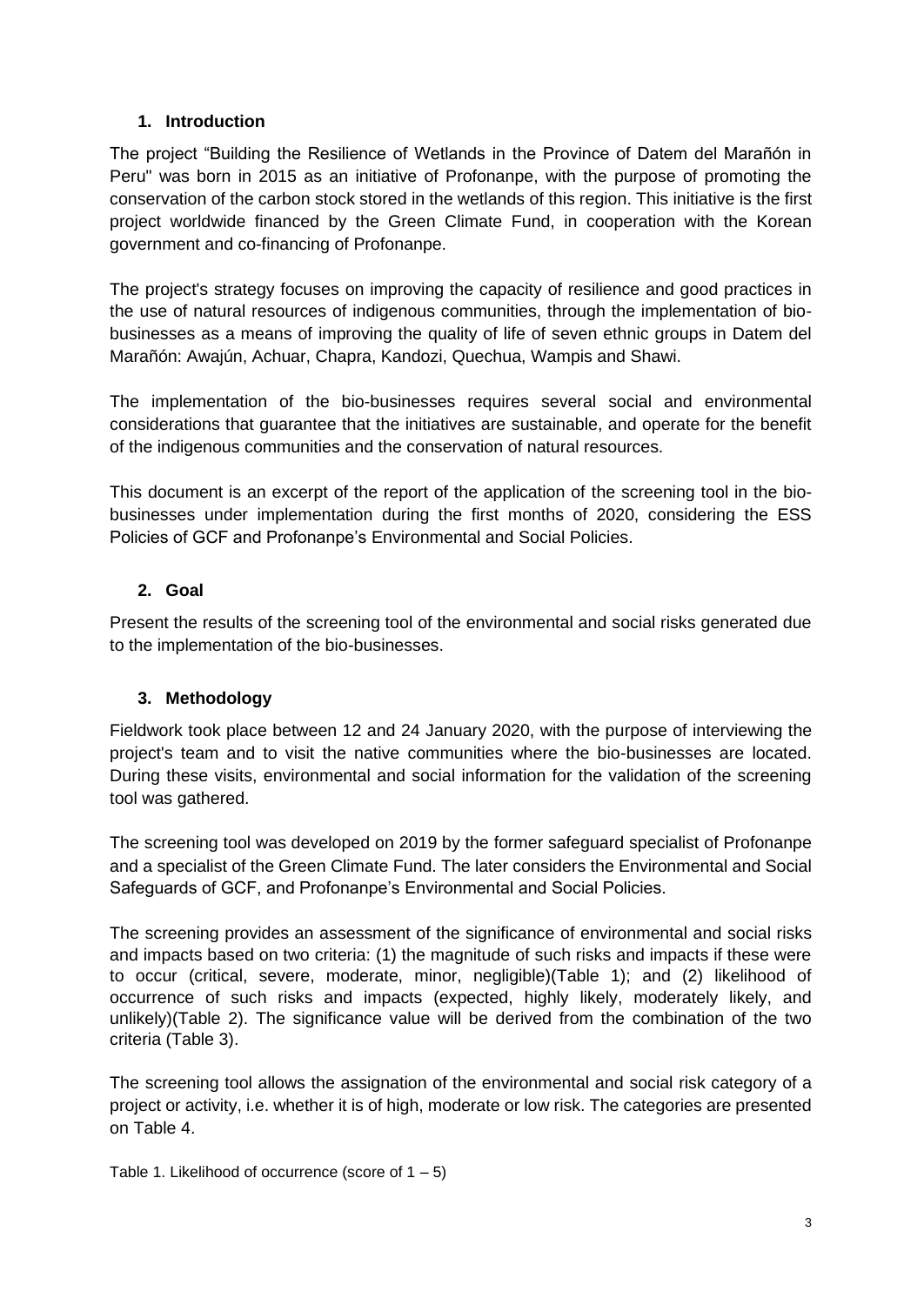## 1. Introduction

The project "Building the Resilience of Wetlands in the Province of Datem del Marañón in Peru" was born in 2015 as an initiative of Profonanpe, with the purpose of promoting the conservation of the carbon stock stored in the wetlands of this region. This initiative is the first project worldwide financed by the Green Climate Fund, in cooperation with the Korean government and co-financing of Profonanpe.

The project's strategy focuses on improving the capacity of resilience and good practices in the use of natural resources of indigenous communities, through the implementation of bio-businesses as a means of improving the quality of life of seven ethnic groups in Datem del Marañón: Awajún, Achuar, Chapra, Kandozi, Quechua, Wampis and Shawi.

The implementation of the bio-businesses requires several social and environmental considerations that guarantee that the initiatives are sustainable, and operate for the benefit of the indigenous communities and the conservation of natural resources.

This document is an excerpt of the report of the application of the screening tool in the bio-businesses under implementation during the first months of 2020, considering the ESS Policies of GCF and Profonanpe's Environmental and Social Policies.

## 2. Goal

Present the results of the screening tool of the environmental and social risks generated due to the implementation of the bio-businesses.

## 3. Methodology

Fieldwork took place between 12 and 24 January 2020, with the purpose of interviewing the project's team and to visit the native communities where the bio-businesses are located. During these visits, environmental and social information for the validation of the screening tool was gathered.

The screening tool was developed on 2019 by the former safeguard specialist of Profonanpe and a specialist of the Green Climate Fund. The later considers the Environmental and Social Safeguards of GCF, and Profonanpe's Environmental and Social Policies.

The screening provides an assessment of the significance of environmental and social risks and impacts based on two criteria: (1) the magnitude of such risks and impacts if these were to occur (critical, severe, moderate, minor, negligible)(Table 1); and (2) likelihood of occurrence of such risks and impacts (expected, highly likely, moderately likely, and unlikely)(Table 2). The significance value will be derived from the combination of the two criteria (Table 3).

The screening tool allows the assignation of the environmental and social risk category of a project or activity, i.e. whether it is of high, moderate or low risk. The categories are presented on Table 4.

Table 1. Likelihood of occurrence (score of 1 – 5)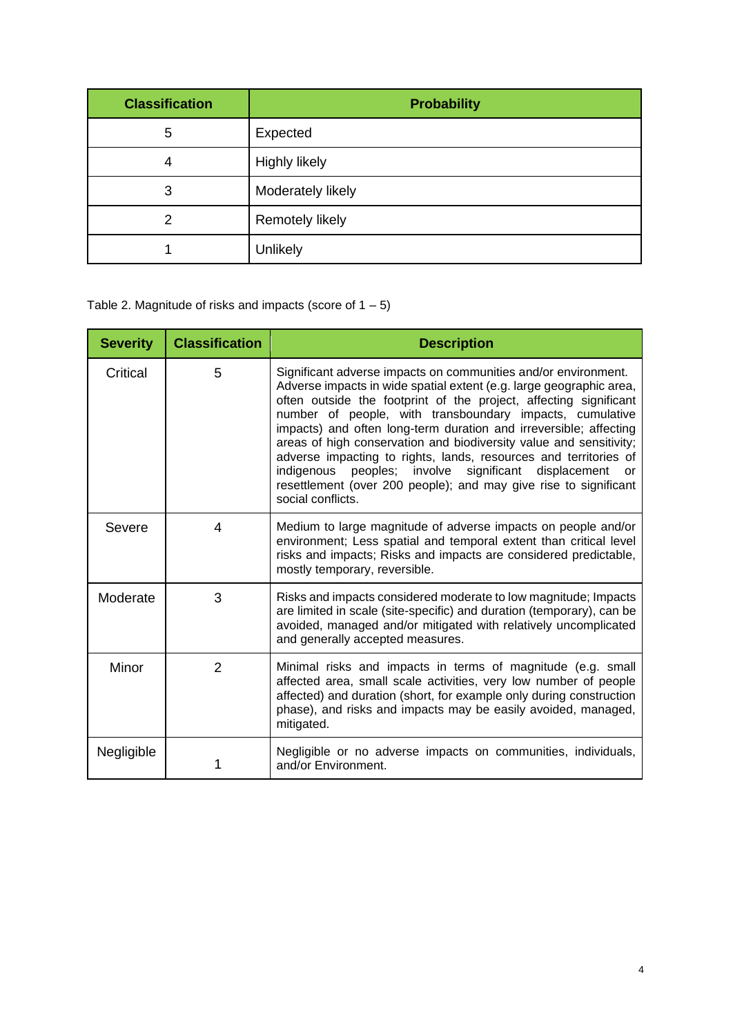| Classification | Probability |
|---|---|
| 5 | Expected |
| 4 | Highly likely |
| 3 | Moderately likely |
| 2 | Remotely likely |
| 1 | Unlikely |

Table 2. Magnitude of risks and impacts (score of 1 – 5)

| Severity | Classification | Description |
|---|---|---|
| Critical | 5 | Significant adverse impacts on communities and/or environment. Adverse impacts in wide spatial extent (e.g. large geographic area, often outside the footprint of the project, affecting significant number of people, with transboundary impacts, cumulative impacts) and often long-term duration and irreversible; affecting areas of high conservation and biodiversity value and sensitivity; adverse impacting to rights, lands, resources and territories of indigenous peoples; involve significant displacement or resettlement (over 200 people); and may give rise to significant social conflicts. |
| Severe | 4 | Medium to large magnitude of adverse impacts on people and/or environment; Less spatial and temporal extent than critical level risks and impacts; Risks and impacts are considered predictable, mostly temporary, reversible. |
| Moderate | 3 | Risks and impacts considered moderate to low magnitude; Impacts are limited in scale (site-specific) and duration (temporary), can be avoided, managed and/or mitigated with relatively uncomplicated and generally accepted measures. |
| Minor | 2 | Minimal risks and impacts in terms of magnitude (e.g. small affected area, small scale activities, very low number of people affected) and duration (short, for example only during construction phase), and risks and impacts may be easily avoided, managed, mitigated. |
| Negligible | 1 | Negligible or no adverse impacts on communities, individuals, and/or Environment. |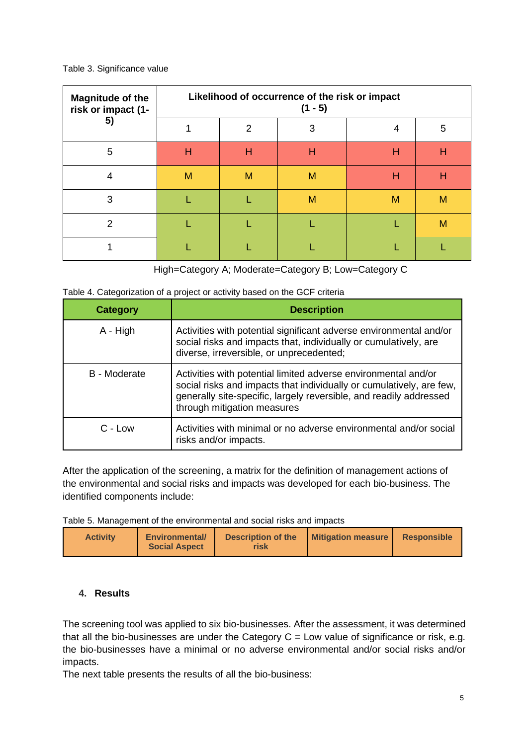Table 3. Significance value

| Magnitude of the risk or impact (1-5) | Likelihood of occurrence of the risk or impact (1 - 5) | | | | |
|---|---|---|---|---|---|
| | 1 | 2 | 3 | 4 | 5 |
| 5 | H | H | H | H | H |
| 4 | M | M | M | H | H |
| 3 | L | L | M | M | M |
| 2 | L | L | L | L | M |
| 1 | L | L | L | L | L |

High=Category A; Moderate=Category B; Low=Category C

Table 4. Categorization of a project or activity based on the GCF criteria

| Category | Description |
|---|---|
| A - High | Activities with potential significant adverse environmental and/or social risks and impacts that, individually or cumulatively, are diverse, irreversible, or unprecedented; |
| B - Moderate | Activities with potential limited adverse environmental and/or social risks and impacts that individually or cumulatively, are few, generally site-specific, largely reversible, and readily addressed through mitigation measures |
| C - Low | Activities with minimal or no adverse environmental and/or social risks and/or impacts. |

After the application of the screening, a matrix for the definition of management actions of the environmental and social risks and impacts was developed for each bio-business. The identified components include:

Table 5. Management of the environmental and social risks and impacts

| Activity | Environmental/ Social Aspect | Description of the risk | Mitigation measure | Responsible |
|---|---|---|---|---|

## 4. Results

The screening tool was applied to six bio-businesses. After the assessment, it was determined that all the bio-businesses are under the Category C = Low value of significance or risk, e.g. the bio-businesses have a minimal or no adverse environmental and/or social risks and/or impacts.

The next table presents the results of all the bio-business: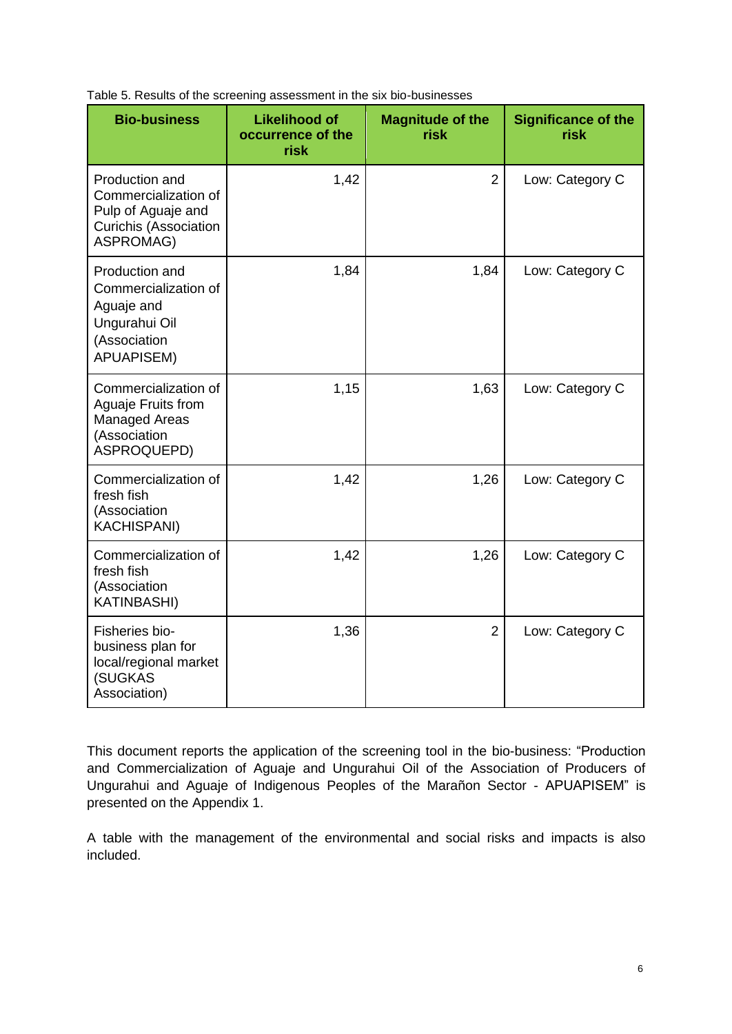Table 5. Results of the screening assessment in the six bio-businesses

| Bio-business | Likelihood of occurrence of the risk | Magnitude of the risk | Significance of the risk |
|---|---|---|---|
| Production and Commercialization of Pulp of Aguaje and Curichis (Association ASPROMAG) | 1,42 | 2 | Low: Category C |
| Production and Commercialization of Aguaje and Ungurahui Oil (Association APUAPISEM) | 1,84 | 1,84 | Low: Category C |
| Commercialization of Aguaje Fruits from Managed Areas (Association ASPROQUEPD) | 1,15 | 1,63 | Low: Category C |
| Commercialization of fresh fish (Association KACHISPANI) | 1,42 | 1,26 | Low: Category C |
| Commercialization of fresh fish (Association KATINBASHI) | 1,42 | 1,26 | Low: Category C |
| Fisheries bio-business plan for local/regional market (SUGKAS Association) | 1,36 | 2 | Low: Category C |

This document reports the application of the screening tool in the bio-business: "Production and Commercialization of Aguaje and Ungurahui Oil of the Association of Producers of Ungurahui and Aguaje of Indigenous Peoples of the Marañon Sector - APUAPISEM" is presented on the Appendix 1.

A table with the management of the environmental and social risks and impacts is also included.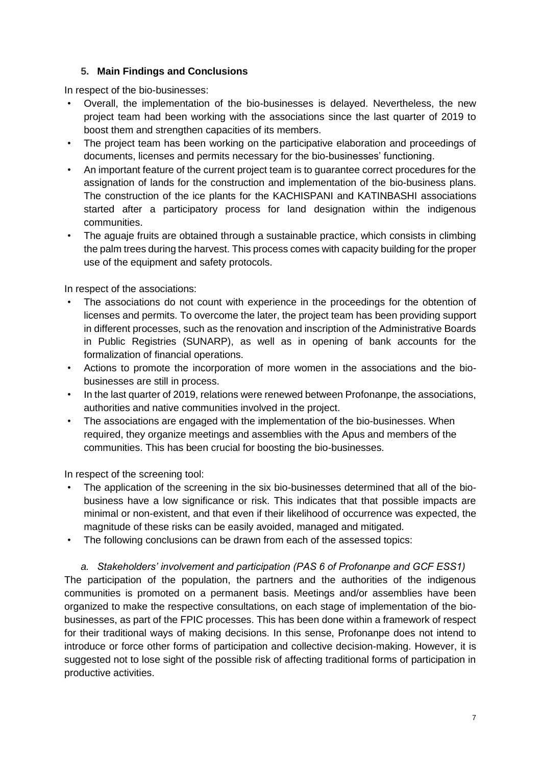## 5. Main Findings and Conclusions

In respect of the bio-businesses:

- Overall, the implementation of the bio-businesses is delayed. Nevertheless, the new project team had been working with the associations since the last quarter of 2019 to boost them and strengthen capacities of its members.
- The project team has been working on the participative elaboration and proceedings of documents, licenses and permits necessary for the bio-businesses' functioning.
- An important feature of the current project team is to guarantee correct procedures for the assignation of lands for the construction and implementation of the bio-business plans. The construction of the ice plants for the KACHISPANI and KATINBASHI associations started after a participatory process for land designation within the indigenous communities.
- The aguaje fruits are obtained through a sustainable practice, which consists in climbing the palm trees during the harvest. This process comes with capacity building for the proper use of the equipment and safety protocols.

In respect of the associations:

- The associations do not count with experience in the proceedings for the obtention of licenses and permits. To overcome the later, the project team has been providing support in different processes, such as the renovation and inscription of the Administrative Boards in Public Registries (SUNARP), as well as in opening of bank accounts for the formalization of financial operations.
- Actions to promote the incorporation of more women in the associations and the bio-businesses are still in process.
- In the last quarter of 2019, relations were renewed between Profonanpe, the associations, authorities and native communities involved in the project.
- The associations are engaged with the implementation of the bio-businesses. When required, they organize meetings and assemblies with the Apus and members of the communities. This has been crucial for boosting the bio-businesses.

In respect of the screening tool:

- The application of the screening in the six bio-businesses determined that all of the bio-business have a low significance or risk. This indicates that that possible impacts are minimal or non-existent, and that even if their likelihood of occurrence was expected, the magnitude of these risks can be easily avoided, managed and mitigated.
- The following conclusions can be drawn from each of the assessed topics:

*a. Stakeholders' involvement and participation (PAS 6 of Profonanpe and GCF ESS1)*

The participation of the population, the partners and the authorities of the indigenous communities is promoted on a permanent basis. Meetings and/or assemblies have been organized to make the respective consultations, on each stage of implementation of the bio-businesses, as part of the FPIC processes. This has been done within a framework of respect for their traditional ways of making decisions. In this sense, Profonanpe does not intend to introduce or force other forms of participation and collective decision-making. However, it is suggested not to lose sight of the possible risk of affecting traditional forms of participation in productive activities.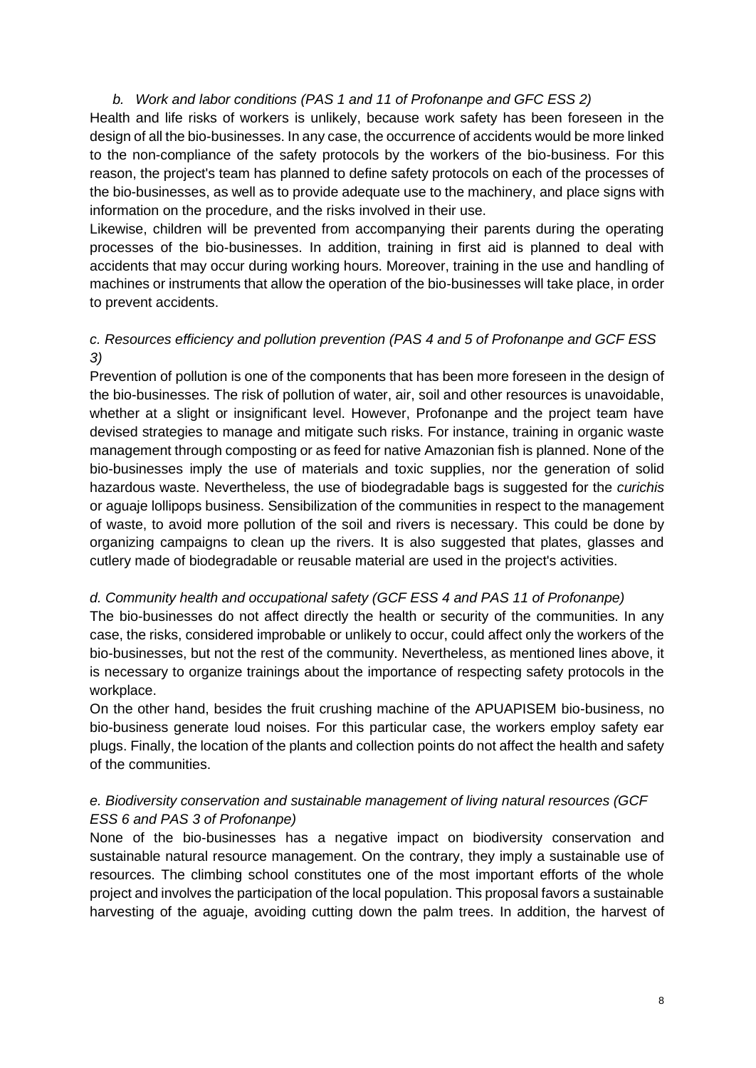*b. Work and labor conditions (PAS 1 and 11 of Profonanpe and GFC ESS 2)*

Health and life risks of workers is unlikely, because work safety has been foreseen in the design of all the bio-businesses. In any case, the occurrence of accidents would be more linked to the non-compliance of the safety protocols by the workers of the bio-business. For this reason, the project's team has planned to define safety protocols on each of the processes of the bio-businesses, as well as to provide adequate use to the machinery, and place signs with information on the procedure, and the risks involved in their use.

Likewise, children will be prevented from accompanying their parents during the operating processes of the bio-businesses. In addition, training in first aid is planned to deal with accidents that may occur during working hours. Moreover, training in the use and handling of machines or instruments that allow the operation of the bio-businesses will take place, in order to prevent accidents.

*c. Resources efficiency and pollution prevention (PAS 4 and 5 of Profonanpe and GCF ESS 3)*

Prevention of pollution is one of the components that has been more foreseen in the design of the bio-businesses. The risk of pollution of water, air, soil and other resources is unavoidable, whether at a slight or insignificant level. However, Profonanpe and the project team have devised strategies to manage and mitigate such risks. For instance, training in organic waste management through composting or as feed for native Amazonian fish is planned. None of the bio-businesses imply the use of materials and toxic supplies, nor the generation of solid hazardous waste. Nevertheless, the use of biodegradable bags is suggested for the *curichis* or aguaje lollipops business. Sensibilization of the communities in respect to the management of waste, to avoid more pollution of the soil and rivers is necessary. This could be done by organizing campaigns to clean up the rivers. It is also suggested that plates, glasses and cutlery made of biodegradable or reusable material are used in the project's activities.

*d. Community health and occupational safety (GCF ESS 4 and PAS 11 of Profonanpe)*

The bio-businesses do not affect directly the health or security of the communities. In any case, the risks, considered improbable or unlikely to occur, could affect only the workers of the bio-businesses, but not the rest of the community. Nevertheless, as mentioned lines above, it is necessary to organize trainings about the importance of respecting safety protocols in the workplace.

On the other hand, besides the fruit crushing machine of the APUAPISEM bio-business, no bio-business generate loud noises. For this particular case, the workers employ safety ear plugs. Finally, the location of the plants and collection points do not affect the health and safety of the communities.

*e. Biodiversity conservation and sustainable management of living natural resources (GCF ESS 6 and PAS 3 of Profonanpe)*

None of the bio-businesses has a negative impact on biodiversity conservation and sustainable natural resource management. On the contrary, they imply a sustainable use of resources. The climbing school constitutes one of the most important efforts of the whole project and involves the participation of the local population. This proposal favors a sustainable harvesting of the aguaje, avoiding cutting down the palm trees. In addition, the harvest of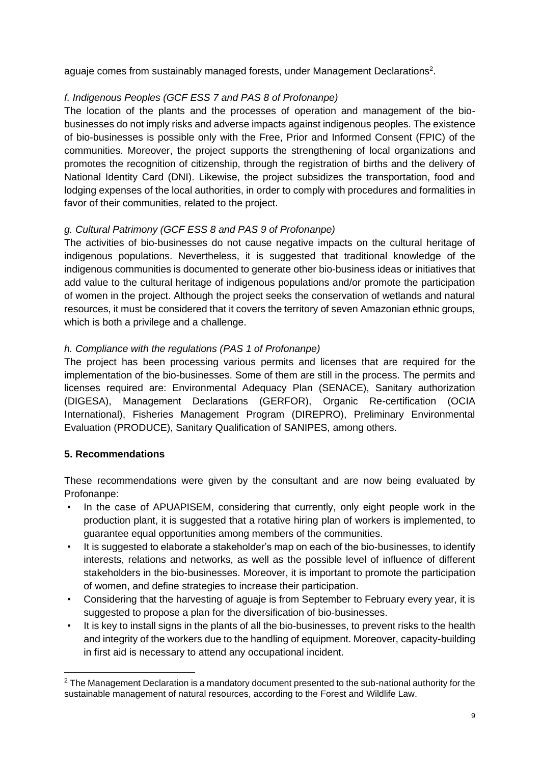aguaje comes from sustainably managed forests, under Management Declarations[2].

*f. Indigenous Peoples (GCF ESS 7 and PAS 8 of Profonanpe)*

The location of the plants and the processes of operation and management of the bio-businesses do not imply risks and adverse impacts against indigenous peoples. The existence of bio-businesses is possible only with the Free, Prior and Informed Consent (FPIC) of the communities. Moreover, the project supports the strengthening of local organizations and promotes the recognition of citizenship, through the registration of births and the delivery of National Identity Card (DNI). Likewise, the project subsidizes the transportation, food and lodging expenses of the local authorities, in order to comply with procedures and formalities in favor of their communities, related to the project.

*g. Cultural Patrimony (GCF ESS 8 and PAS 9 of Profonanpe)*

The activities of bio-businesses do not cause negative impacts on the cultural heritage of indigenous populations. Nevertheless, it is suggested that traditional knowledge of the indigenous communities is documented to generate other bio-business ideas or initiatives that add value to the cultural heritage of indigenous populations and/or promote the participation of women in the project. Although the project seeks the conservation of wetlands and natural resources, it must be considered that it covers the territory of seven Amazonian ethnic groups, which is both a privilege and a challenge.

*h. Compliance with the regulations (PAS 1 of Profonanpe)*

The project has been processing various permits and licenses that are required for the implementation of the bio-businesses. Some of them are still in the process. The permits and licenses required are: Environmental Adequacy Plan (SENACE), Sanitary authorization (DIGESA), Management Declarations (GERFOR), Organic Re-certification (OCIA International), Fisheries Management Program (DIREPRO), Preliminary Environmental Evaluation (PRODUCE), Sanitary Qualification of SANIPES, among others.

## 5. Recommendations

These recommendations were given by the consultant and are now being evaluated by Profonanpe:

- In the case of APUAPISEM, considering that currently, only eight people work in the production plant, it is suggested that a rotative hiring plan of workers is implemented, to guarantee equal opportunities among members of the communities.
- It is suggested to elaborate a stakeholder's map on each of the bio-businesses, to identify interests, relations and networks, as well as the possible level of influence of different stakeholders in the bio-businesses. Moreover, it is important to promote the participation of women, and define strategies to increase their participation.
- Considering that the harvesting of aguaje is from September to February every year, it is suggested to propose a plan for the diversification of bio-businesses.
- It is key to install signs in the plants of all the bio-businesses, to prevent risks to the health and integrity of the workers due to the handling of equipment. Moreover, capacity-building in first aid is necessary to attend any occupational incident.

[2] The Management Declaration is a mandatory document presented to the sub-national authority for the sustainable management of natural resources, according to the Forest and Wildlife Law.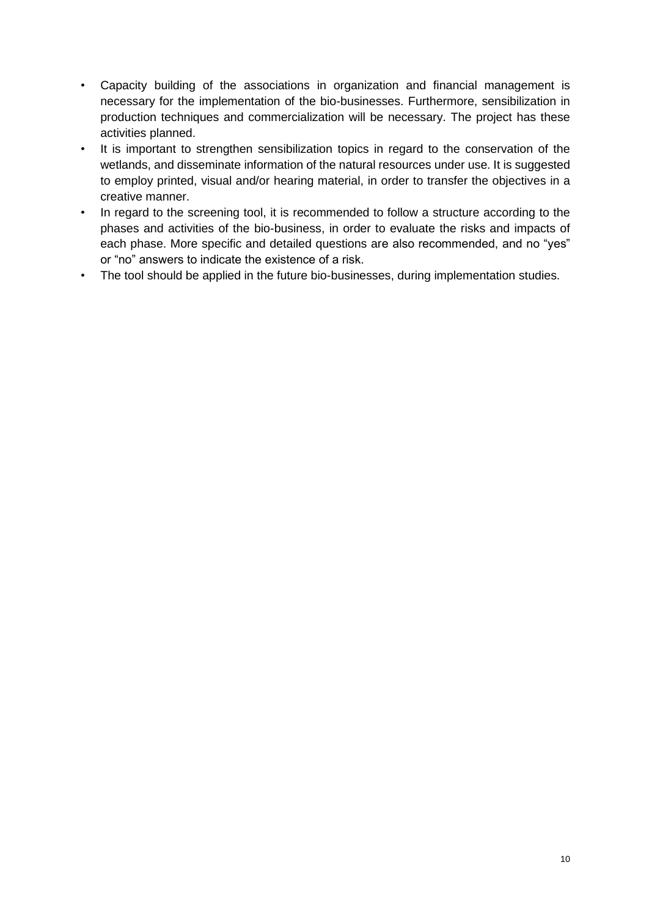- Capacity building of the associations in organization and financial management is necessary for the implementation of the bio-businesses. Furthermore, sensibilization in production techniques and commercialization will be necessary. The project has these activities planned.
- It is important to strengthen sensibilization topics in regard to the conservation of the wetlands, and disseminate information of the natural resources under use. It is suggested to employ printed, visual and/or hearing material, in order to transfer the objectives in a creative manner.
- In regard to the screening tool, it is recommended to follow a structure according to the phases and activities of the bio-business, in order to evaluate the risks and impacts of each phase. More specific and detailed questions are also recommended, and no "yes" or "no" answers to indicate the existence of a risk.
- The tool should be applied in the future bio-businesses, during implementation studies.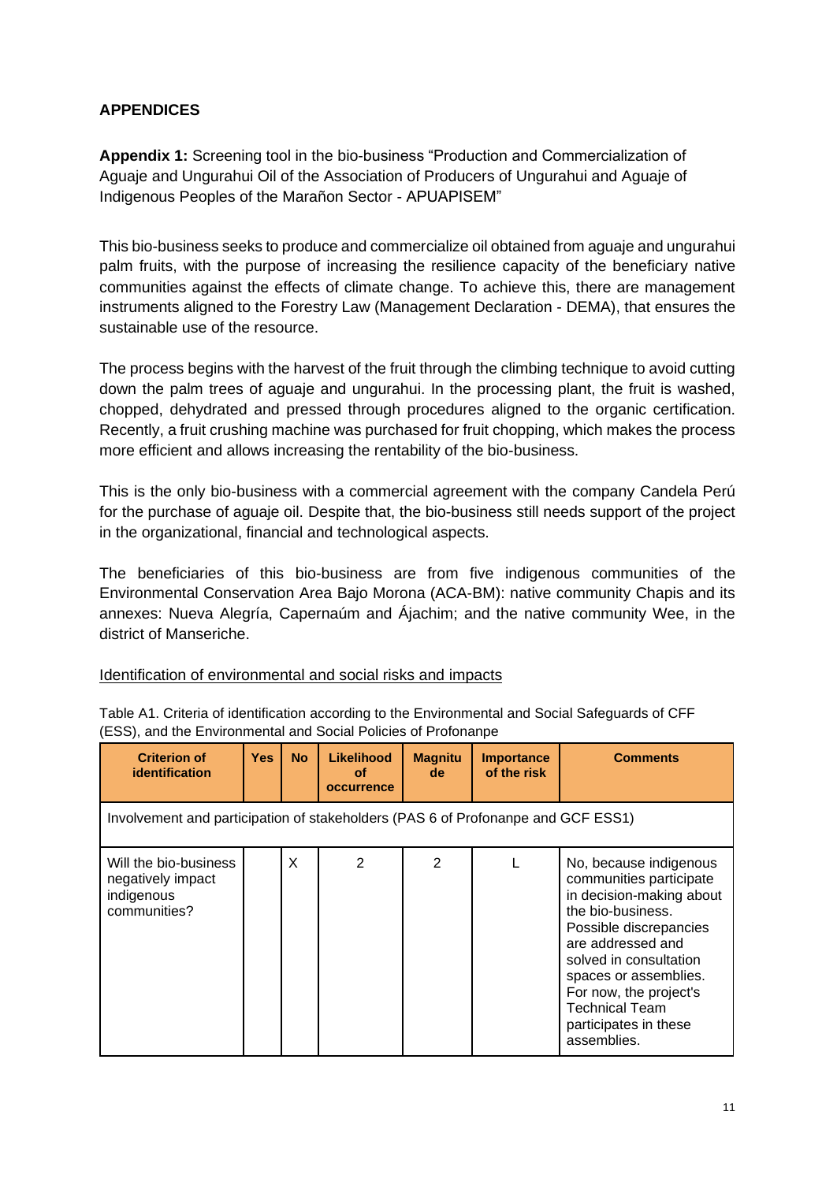**APPENDICES**

**Appendix 1:** Screening tool in the bio-business "Production and Commercialization of Aguaje and Ungurahui Oil of the Association of Producers of Ungurahui and Aguaje of Indigenous Peoples of the Marañon Sector - APUAPISEM"

This bio-business seeks to produce and commercialize oil obtained from aguaje and ungurahui palm fruits, with the purpose of increasing the resilience capacity of the beneficiary native communities against the effects of climate change. To achieve this, there are management instruments aligned to the Forestry Law (Management Declaration - DEMA), that ensures the sustainable use of the resource.

The process begins with the harvest of the fruit through the climbing technique to avoid cutting down the palm trees of aguaje and ungurahui. In the processing plant, the fruit is washed, chopped, dehydrated and pressed through procedures aligned to the organic certification. Recently, a fruit crushing machine was purchased for fruit chopping, which makes the process more efficient and allows increasing the rentability of the bio-business.

This is the only bio-business with a commercial agreement with the company Candela Perú for the purchase of aguaje oil. Despite that, the bio-business still needs support of the project in the organizational, financial and technological aspects.

The beneficiaries of this bio-business are from five indigenous communities of the Environmental Conservation Area Bajo Morona (ACA-BM): native community Chapis and its annexes: Nueva Alegría, Capernaúm and Ájachim; and the native community Wee, in the district of Manseriche.

Identification of environmental and social risks and impacts

Table A1. Criteria of identification according to the Environmental and Social Safeguards of CFF (ESS), and the Environmental and Social Policies of Profonanpe

| Criterion of identification | Yes | No | Likelihood of occurrence | Magnitude | Importance of the risk | Comments |
|---|---|---|---|---|---|---|
| Involvement and participation of stakeholders (PAS 6 of Profonanpe and GCF ESS1) | | | | | | |
| Will the bio-business negatively impact indigenous communities? | | X | 2 | 2 | L | No, because indigenous communities participate in decision-making about the bio-business. Possible discrepancies are addressed and solved in consultation spaces or assemblies. For now, the project's Technical Team participates in these assemblies. |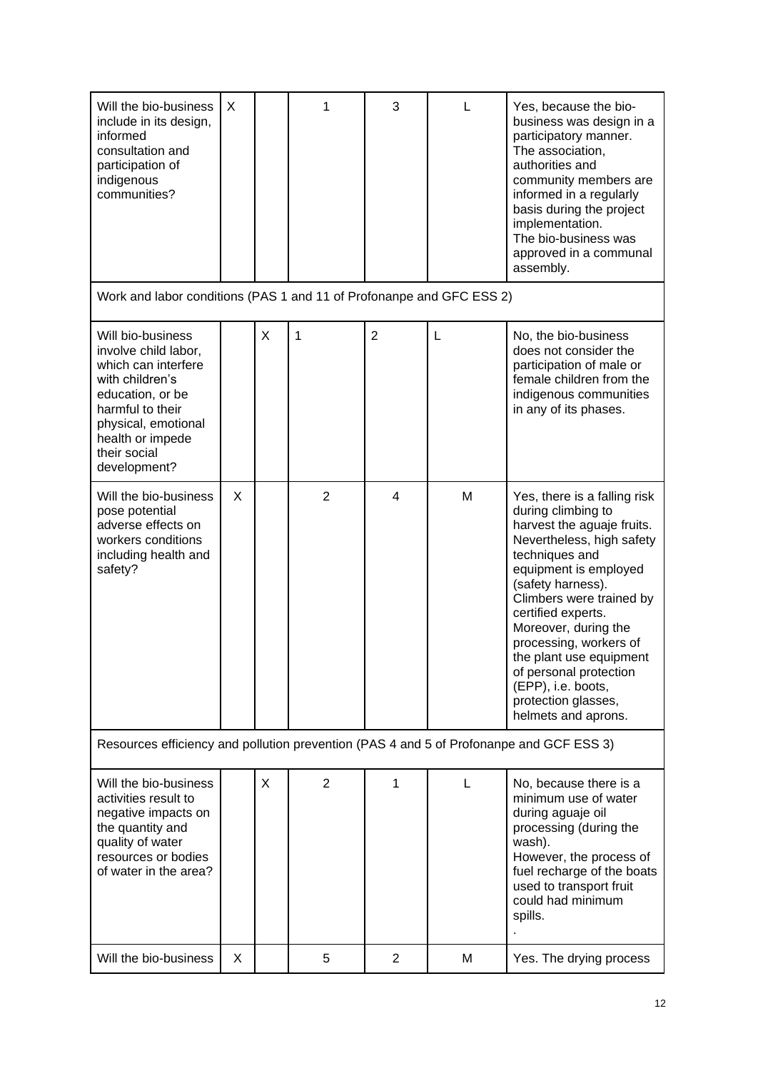| Will the bio-business include in its design, informed consultation and participation of indigenous communities? | X | | 1 | 3 | L | Yes, because the bio-business was design in a participatory manner. The association, authorities and community members are informed in a regularly basis during the project implementation. The bio-business was approved in a communal assembly. |
|---|---|---|---|---|---|---|
| Work and labor conditions (PAS 1 and 11 of Profonanpe and GFC ESS 2) | | | | | | |
| Will bio-business involve child labor, which can interfere with children's education, or be harmful to their physical, emotional health or impede their social development? | | X | 1 | 2 | L | No, the bio-business does not consider the participation of male or female children from the indigenous communities in any of its phases. |
| Will the bio-business pose potential adverse effects on workers conditions including health and safety? | X | | 2 | 4 | M | Yes, there is a falling risk during climbing to harvest the aguaje fruits. Nevertheless, high safety techniques and equipment is employed (safety harness). Climbers were trained by certified experts. Moreover, during the processing, workers of the plant use equipment of personal protection (EPP), i.e. boots, protection glasses, helmets and aprons. |
| Resources efficiency and pollution prevention (PAS 4 and 5 of Profonanpe and GCF ESS 3) | | | | | | |
| Will the bio-business activities result to negative impacts on the quantity and quality of water resources or bodies of water in the area? | | X | 2 | 1 | L | No, because there is a minimum use of water during aguaje oil processing (during the wash). However, the process of fuel recharge of the boats used to transport fruit could had minimum spills. . |
| Will the bio-business | X | | 5 | 2 | M | Yes. The drying process |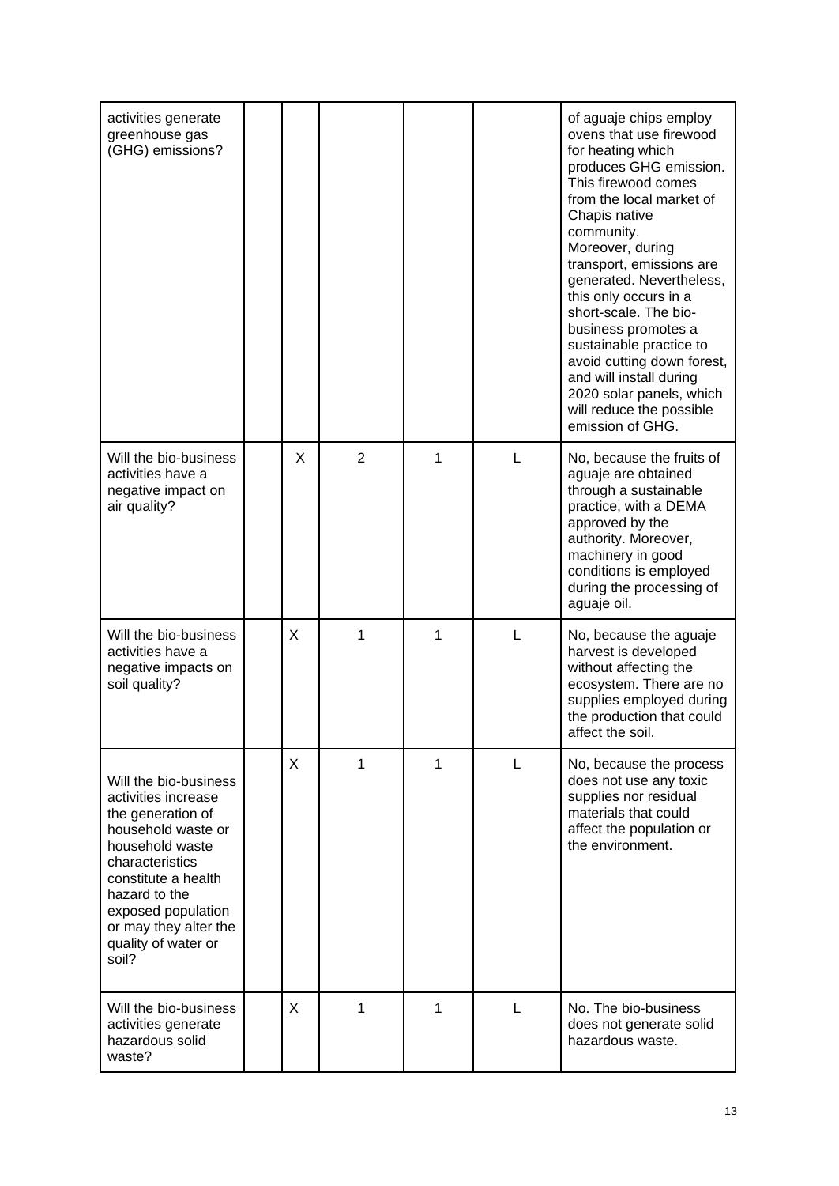| | | | | | | |
|---|---|---|---|---|---|---|
| activities generate greenhouse gas (GHG) emissions? | | | | | | of aguaje chips employ ovens that use firewood for heating which produces GHG emission. This firewood comes from the local market of Chapis native community. Moreover, during transport, emissions are generated. Nevertheless, this only occurs in a short-scale. The bio-business promotes a sustainable practice to avoid cutting down forest, and will install during 2020 solar panels, which will reduce the possible emission of GHG. |
| Will the bio-business activities have a negative impact on air quality? | | X | 2 | 1 | L | No, because the fruits of aguaje are obtained through a sustainable practice, with a DEMA approved by the authority. Moreover, machinery in good conditions is employed during the processing of aguaje oil. |
| Will the bio-business activities have a negative impacts on soil quality? | | X | 1 | 1 | L | No, because the aguaje harvest is developed without affecting the ecosystem. There are no supplies employed during the production that could affect the soil. |
| Will the bio-business activities increase the generation of household waste or household waste characteristics constitute a health hazard to the exposed population or may they alter the quality of water or soil? | | X | 1 | 1 | L | No, because the process does not use any toxic supplies nor residual materials that could affect the population or the environment. |
| Will the bio-business activities generate hazardous solid waste? | | X | 1 | 1 | L | No. The bio-business does not generate solid hazardous waste. |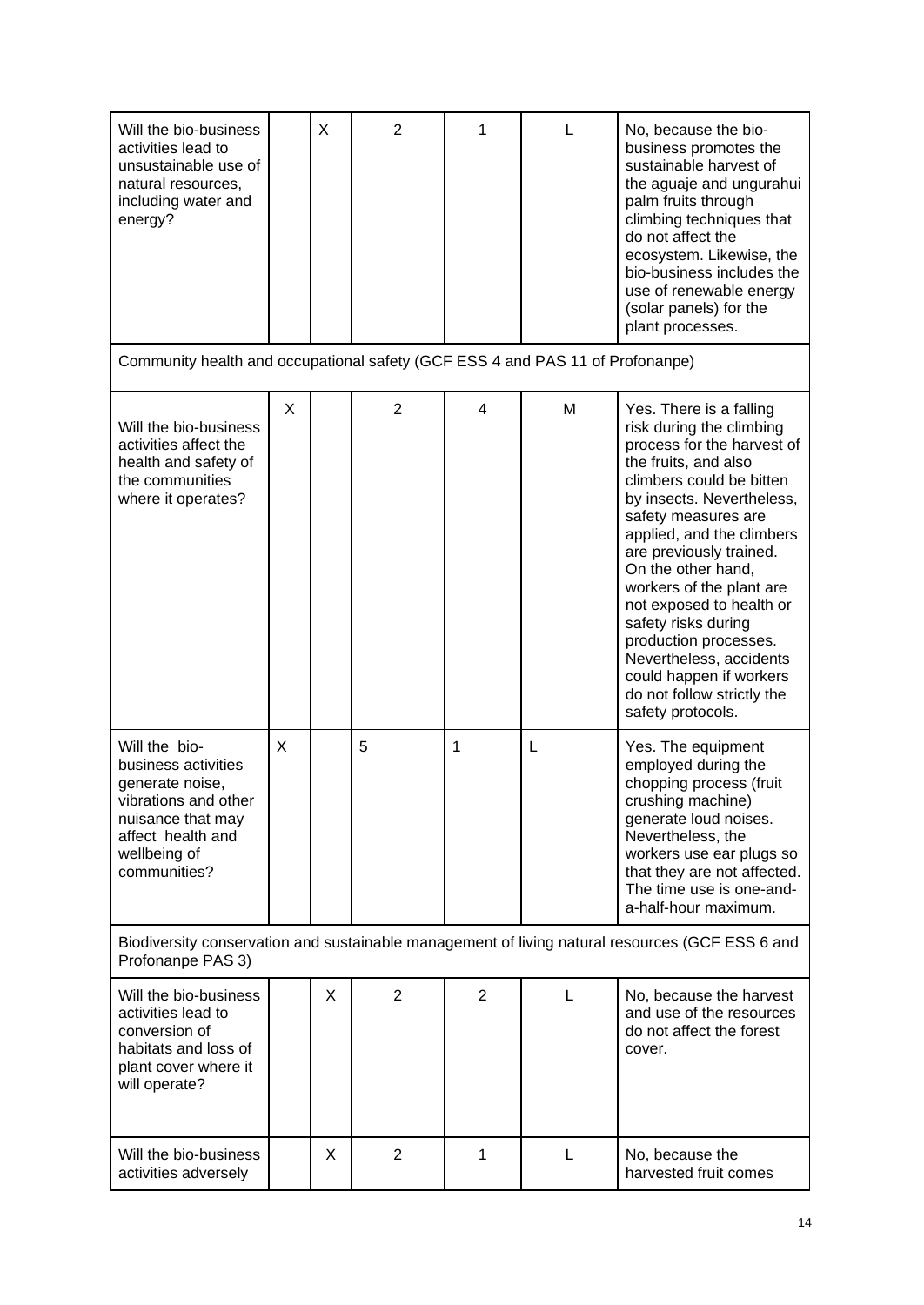| | | | | | | |
|---|---|---|---|---|---|---|
| Will the bio-business activities lead to unsustainable use of natural resources, including water and energy? | | X | 2 | 1 | L | No, because the bio-business promotes the sustainable harvest of the aguaje and ungurahui palm fruits through climbing techniques that do not affect the ecosystem. Likewise, the bio-business includes the use of renewable energy (solar panels) for the plant processes. |
| Community health and occupational safety (GCF ESS 4 and PAS 11 of Profonanpe) | | | | | | |
| Will the bio-business activities affect the health and safety of the communities where it operates? | X | | 2 | 4 | M | Yes. There is a falling risk during the climbing process for the harvest of the fruits, and also climbers could be bitten by insects. Nevertheless, safety measures are applied, and the climbers are previously trained. On the other hand, workers of the plant are not exposed to health or safety risks during production processes. Nevertheless, accidents could happen if workers do not follow strictly the safety protocols. |
| Will the bio-business activities generate noise, vibrations and other nuisance that may affect health and wellbeing of communities? | X | | 5 | 1 | L | Yes. The equipment employed during the chopping process (fruit crushing machine) generate loud noises. Nevertheless, the workers use ear plugs so that they are not affected. The time use is one-and-a-half-hour maximum. |
| Biodiversity conservation and sustainable management of living natural resources (GCF ESS 6 and Profonanpe PAS 3) | | | | | | |
| Will the bio-business activities lead to conversion of habitats and loss of plant cover where it will operate? | | X | 2 | 2 | L | No, because the harvest and use of the resources do not affect the forest cover. |
| Will the bio-business activities adversely | | X | 2 | 1 | L | No, because the harvested fruit comes |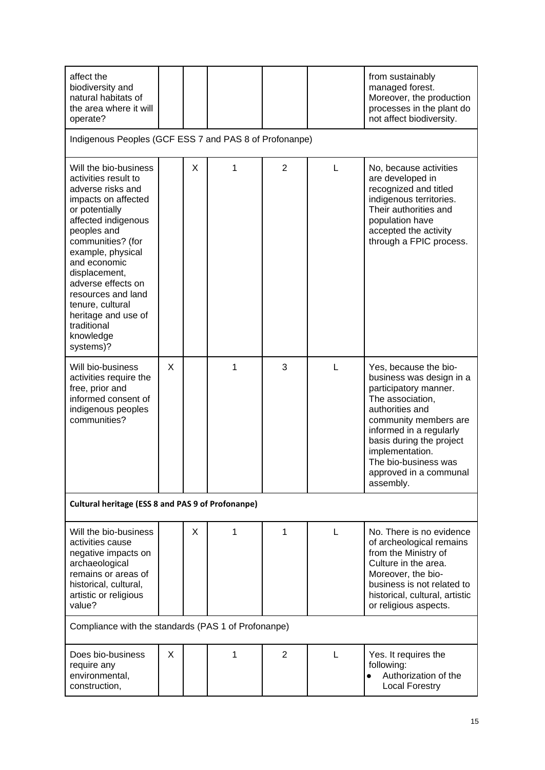| | | | | | | |
|---|---|---|---|---|---|---|
| affect the biodiversity and natural habitats of the area where it will operate? | | | | | | from sustainably managed forest. Moreover, the production processes in the plant do not affect biodiversity. |
| Indigenous Peoples (GCF ESS 7 and PAS 8 of Profonanpe) | | | | | | |
| Will the bio-business activities result to adverse risks and impacts on affected or potentially affected indigenous peoples and communities? (for example, physical and economic displacement, adverse effects on resources and land tenure, cultural heritage and use of traditional knowledge systems)? | | X | 1 | 2 | L | No, because activities are developed in recognized and titled indigenous territories. Their authorities and population have accepted the activity through a FPIC process. |
| Will bio-business activities require the free, prior and informed consent of indigenous peoples communities? | X | | 1 | 3 | L | Yes, because the bio-business was design in a participatory manner. The association, authorities and community members are informed in a regularly basis during the project implementation. The bio-business was approved in a communal assembly. |
| **Cultural heritage (ESS 8 and PAS 9 of Profonanpe)** | | | | | | |
| Will the bio-business activities cause negative impacts on archaeological remains or areas of historical, cultural, artistic or religious value? | | X | 1 | 1 | L | No. There is no evidence of archeological remains from the Ministry of Culture in the area. Moreover, the bio-business is not related to historical, cultural, artistic or religious aspects. |
| Compliance with the standards (PAS 1 of Profonanpe) | | | | | | |
| Does bio-business require any environmental, construction, | X | | 1 | 2 | L | Yes. It requires the following:<br>• Authorization of the Local Forestry |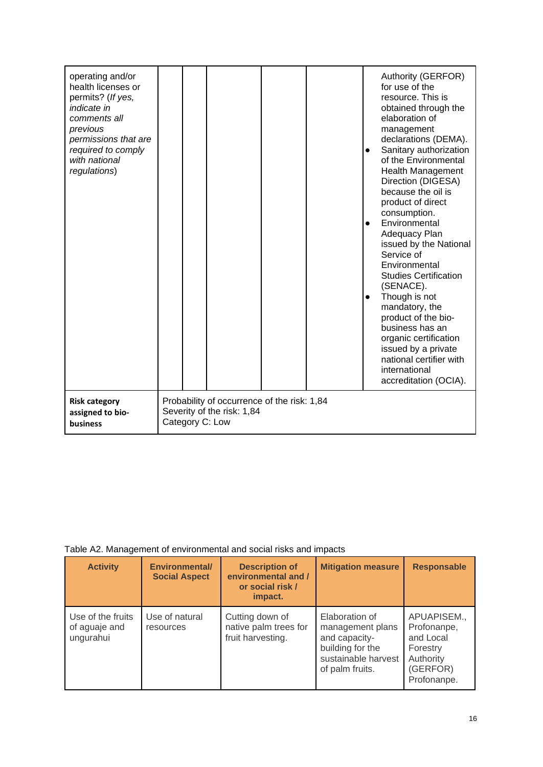| operating and/or health licenses or permits? (*If yes, indicate in comments all previous permissions that are required to comply with national regulations*) | | | | | | Authority (GERFOR) for use of the resource. This is obtained through the elaboration of management declarations (DEMA).<br>• Sanitary authorization of the Environmental Health Management Direction (DIGESA) because the oil is product of direct consumption.<br>• Environmental Adequacy Plan issued by the National Service of Environmental Studies Certification (SENACE).<br>• Though is not mandatory, the product of the bio-business has an organic certification issued by a private national certifier with international accreditation (OCIA). |
|---|---|---|---|---|---|---|
| **Risk category assigned to bio-business** | Probability of occurrence of the risk: 1,84<br>Severity of the risk: 1,84<br>Category C: Low | | | | | |

Table A2. Management of environmental and social risks and impacts

| Activity | Environmental/ Social Aspect | Description of environmental and / or social risk / impact. | Mitigation measure | Responsable |
|---|---|---|---|---|
| Use of the fruits of aguaje and ungurahui | Use of natural resources | Cutting down of native palm trees for fruit harvesting. | Elaboration of management plans and capacity-building for the sustainable harvest of palm fruits. | APUAPISEM., Profonanpe, and Local Forestry Authority (GERFOR) Profonanpe. |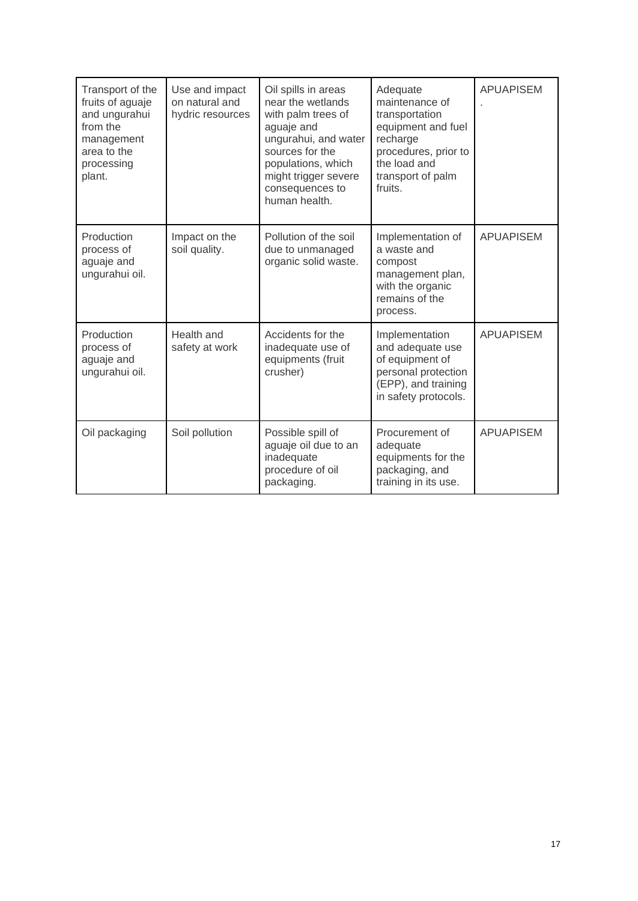| | | | | |
|---|---|---|---|---|
| Transport of the fruits of aguaje and ungurahui from the management area to the processing plant. | Use and impact on natural and hydric resources | Oil spills in areas near the wetlands with palm trees of aguaje and ungurahui, and water sources for the populations, which might trigger severe consequences to human health. | Adequate maintenance of transportation equipment and fuel recharge procedures, prior to the load and transport of palm fruits. | APUAPISEM . |
| Production process of aguaje and ungurahui oil. | Impact on the soil quality. | Pollution of the soil due to unmanaged organic solid waste. | Implementation of a waste and compost management plan, with the organic remains of the process. | APUAPISEM |
| Production process of aguaje and ungurahui oil. | Health and safety at work | Accidents for the inadequate use of equipments (fruit crusher) | Implementation and adequate use of equipment of personal protection (EPP), and training in safety protocols. | APUAPISEM |
| Oil packaging | Soil pollution | Possible spill of aguaje oil due to an inadequate procedure of oil packaging. | Procurement of adequate equipments for the packaging, and training in its use. | APUAPISEM |